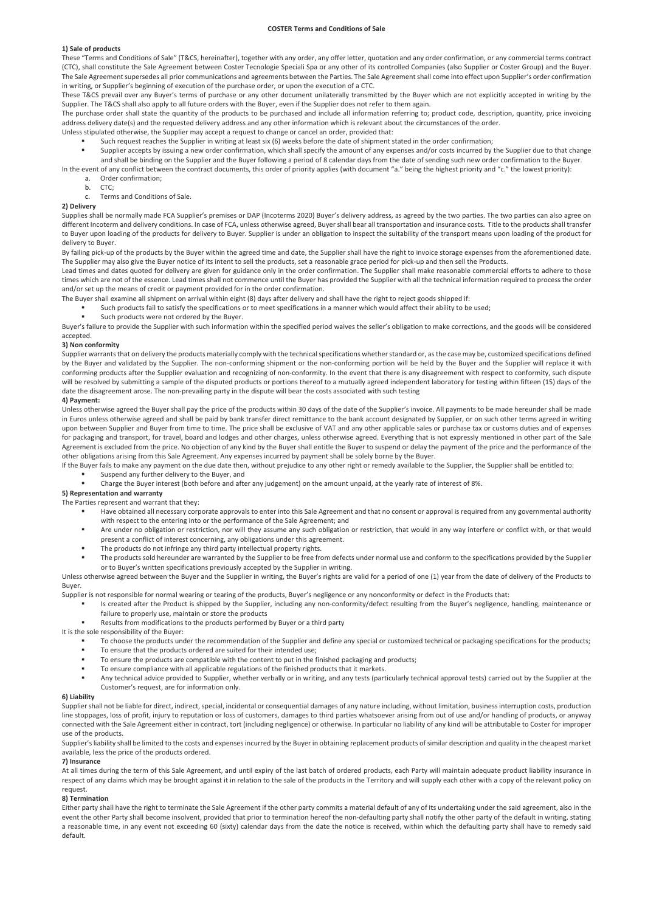# COSTER Terms and Conditions of Sale

## 1) Sale of products

These "Terms and Conditions of Sale" (T&CS, hereinafter), together with any order, any offer letter, quotation and any order confirmation, or any commercial terms contract (CTC), shall constitute the Sale Agreement between Coster Tecnologie Speciali Spa or any other of its controlled Companies (also Supplier or Coster Group) and the Buyer. The Sale Agreement supersedes all prior communications and agreements between the Parties. The Sale Agreement shall come into effect upon Supplier's order confirmation in writing, or Supplier's beginning of execution of the purchase order, or upon the execution of a CTC.

These T&CS prevail over any Buyer's terms of purchase or any other document unilaterally transmitted by the Buyer which are not explicitly accepted in writing by the Supplier. The T&CS shall also apply to all future orders with the Buyer, even if the Supplier does not refer to them again.

The purchase order shall state the quantity of the products to be purchased and include all information referring to; product code, description, quantity, price invoicing address delivery date(s) and the requested delivery address and any other information which is relevant about the circumstances of the order.

Unless stipulated otherwise, the Supplier may accept a request to change or cancel an order, provided that:

- Such request reaches the Supplier in writing at least six (6) weeks before the date of shipment stated in the order confirmation;
- Supplier accepts by issuing a new order confirmation, which shall specify the amount of any expenses and/or costs incurred by the Supplier due to that change and shall be binding on the Supplier and the Buyer following a period of 8 calendar days from the date of sending such new order confirmation to the Buyer.

In the event of any conflict between the contract documents, this order of priority applies (with document "a." being the highest priority and "c." the lowest priority):

a. Order confirmation;
b. CTC;
c. Terms and Conditions of Sale.

## 2) Delivery

Supplies shall be normally made FCA Supplier's premises or DAP (Incoterms 2020) Buyer's delivery address, as agreed by the two parties. The two parties can also agree on different Incoterm and delivery conditions. In case of FCA, unless otherwise agreed, Buyer shall bear all transportation and insurance costs. Title to the products shall transfer to Buyer upon loading of the products for delivery to Buyer. Supplier is under an obligation to inspect the suitability of the transport means upon loading of the product for delivery to Buyer.

By failing pick-up of the products by the Buyer within the agreed time and date, the Supplier shall have the right to invoice storage expenses from the aforementioned date. The Supplier may also give the Buyer notice of its intent to sell the products, set a reasonable grace period for pick-up and then sell the Products.

Lead times and dates quoted for delivery are given for guidance only in the order confirmation. The Supplier shall make reasonable commercial efforts to adhere to those times which are not of the essence. Lead times shall not commence until the Buyer has provided the Supplier with all the technical information required to process the order and/or set up the means of credit or payment provided for in the order confirmation.

The Buyer shall examine all shipment on arrival within eight (8) days after delivery and shall have the right to reject goods shipped if:

- Such products fail to satisfy the specifications or to meet specifications in a manner which would affect their ability to be used;
- Such products were not ordered by the Buyer.

Buyer's failure to provide the Supplier with such information within the specified period waives the seller's obligation to make corrections, and the goods will be considered accepted.

## 3) Non conformity

Supplier warrants that on delivery the products materially comply with the technical specifications whether standard or, as the case may be, customized specifications defined by the Buyer and validated by the Supplier. The non-conforming shipment or the non-conforming portion will be held by the Buyer and the Supplier will replace it with conforming products after the Supplier evaluation and recognizing of non-conformity. In the event that there is any disagreement with respect to conformity, such dispute will be resolved by submitting a sample of the disputed products or portions thereof to a mutually agreed independent laboratory for testing within fifteen (15) days of the date the disagreement arose. The non-prevailing party in the dispute will bear the costs associated with such testing

## 4) Payment:

Unless otherwise agreed the Buyer shall pay the price of the products within 30 days of the date of the Supplier's invoice. All payments to be made hereunder shall be made in Euros unless otherwise agreed and shall be paid by bank transfer direct remittance to the bank account designated by Supplier, or on such other terms agreed in writing upon between Supplier and Buyer from time to time. The price shall be exclusive of VAT and any other applicable sales or purchase tax or customs duties and of expenses for packaging and transport, for travel, board and lodges and other charges, unless otherwise agreed. Everything that is not expressly mentioned in other part of the Sale Agreement is excluded from the price. No objection of any kind by the Buyer shall entitle the Buyer to suspend or delay the payment of the price and the performance of the other obligations arising from this Sale Agreement. Any expenses incurred by payment shall be solely borne by the Buyer.

If the Buyer fails to make any payment on the due date then, without prejudice to any other right or remedy available to the Supplier, the Supplier shall be entitled to:

- Suspend any further delivery to the Buyer, and
- Charge the Buyer interest (both before and after any judgement) on the amount unpaid, at the yearly rate of interest of 8%.

## 5) Representation and warranty

The Parties represent and warrant that they:

- Have obtained all necessary corporate approvals to enter into this Sale Agreement and that no consent or approval is required from any governmental authority with respect to the entering into or the performance of the Sale Agreement; and
- Are under no obligation or restriction, nor will they assume any such obligation or restriction, that would in any way interfere or conflict with, or that would present a conflict of interest concerning, any obligations under this agreement.
- The products do not infringe any third party intellectual property rights.
- The products sold hereunder are warranted by the Supplier to be free from defects under normal use and conform to the specifications provided by the Supplier or to Buyer's written specifications previously accepted by the Supplier in writing.

Unless otherwise agreed between the Buyer and the Supplier in writing, the Buyer's rights are valid for a period of one (1) year from the date of delivery of the Products to Buyer.

Supplier is not responsible for normal wearing or tearing of the products, Buyer's negligence or any nonconformity or defect in the Products that:

- Is created after the Product is shipped by the Supplier, including any non-conformity/defect resulting from the Buyer's negligence, handling, maintenance or failure to properly use, maintain or store the products
- Results from modifications to the products performed by Buyer or a third party

It is the sole responsibility of the Buyer:

- To choose the products under the recommendation of the Supplier and define any special or customized technical or packaging specifications for the products;
- To ensure that the products ordered are suited for their intended use;
- To ensure the products are compatible with the content to put in the finished packaging and products;
- To ensure compliance with all applicable regulations of the finished products that it markets.
- Any technical advice provided to Supplier, whether verbally or in writing, and any tests (particularly technical approval tests) carried out by the Supplier at the Customer's request, are for information only.

## 6) Liability

Supplier shall not be liable for direct, indirect, special, incidental or consequential damages of any nature including, without limitation, business interruption costs, production line stoppages, loss of profit, injury to reputation or loss of customers, damages to third parties whatsoever arising from out of use and/or handling of products, or anyway connected with the Sale Agreement either in contract, tort (including negligence) or otherwise. In particular no liability of any kind will be attributable to Coster for improper use of the products.

Supplier's liability shall be limited to the costs and expenses incurred by the Buyer in obtaining replacement products of similar description and quality in the cheapest market available, less the price of the products ordered.

## 7) Insurance

At all times during the term of this Sale Agreement, and until expiry of the last batch of ordered products, each Party will maintain adequate product liability insurance in respect of any claims which may be brought against it in relation to the sale of the products in the Territory and will supply each other with a copy of the relevant policy on request.

## 8) Termination

Either party shall have the right to terminate the Sale Agreement if the other party commits a material default of any of its undertaking under the said agreement, also in the event the other Party shall become insolvent, provided that prior to termination hereof the non-defaulting party shall notify the other party of the default in writing, stating a reasonable time, in any event not exceeding 60 (sixty) calendar days from the date the notice is received, within which the defaulting party shall have to remedy said default.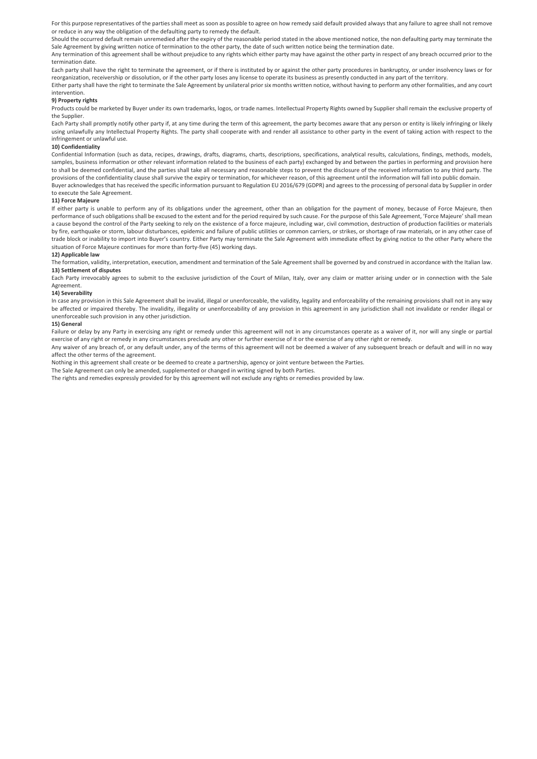For this purpose representatives of the parties shall meet as soon as possible to agree on how remedy said default provided always that any failure to agree shall not remove or reduce in any way the obligation of the defaulting party to remedy the default.

Should the occurred default remain unremedied after the expiry of the reasonable period stated in the above mentioned notice, the non defaulting party may terminate the Sale Agreement by giving written notice of termination to the other party, the date of such written notice being the termination date.

Any termination of this agreement shall be without prejudice to any rights which either party may have against the other party in respect of any breach occurred prior to the termination date.

Each party shall have the right to terminate the agreement, or if there is instituted by or against the other party procedures in bankruptcy, or under insolvency laws or for reorganization, receivership or dissolution, or if the other party loses any license to operate its business as presently conducted in any part of the territory.

Either party shall have the right to terminate the Sale Agreement by unilateral prior six months written notice, without having to perform any other formalities, and any court intervention.

**9) Property rights**

Products could be marketed by Buyer under its own trademarks, logos, or trade names. Intellectual Property Rights owned by Supplier shall remain the exclusive property of the Supplier.

Each Party shall promptly notify other party if, at any time during the term of this agreement, the party becomes aware that any person or entity is likely infringing or likely using unlawfully any Intellectual Property Rights. The party shall cooperate with and render all assistance to other party in the event of taking action with respect to the infringement or unlawful use.

**10) Confidentiality**

Confidential Information (such as data, recipes, drawings, drafts, diagrams, charts, descriptions, specifications, analytical results, calculations, findings, methods, models, samples, business information or other relevant information related to the business of each party) exchanged by and between the parties in performing and provision here to shall be deemed confidential, and the parties shall take all necessary and reasonable steps to prevent the disclosure of the received information to any third party. The provisions of the confidentiality clause shall survive the expiry or termination, for whichever reason, of this agreement until the information will fall into public domain.

Buyer acknowledges that has received the specific information pursuant to Regulation EU 2016/679 (GDPR) and agrees to the processing of personal data by Supplier in order to execute the Sale Agreement.

**11) Force Majeure**

If either party is unable to perform any of its obligations under the agreement, other than an obligation for the payment of money, because of Force Majeure, then performance of such obligations shall be excused to the extent and for the period required by such cause. For the purpose of this Sale Agreement, 'Force Majeure' shall mean a cause beyond the control of the Party seeking to rely on the existence of a force majeure, including war, civil commotion, destruction of production facilities or materials by fire, earthquake or storm, labour disturbances, epidemic and failure of public utilities or common carriers, or strikes, or shortage of raw materials, or in any other case of trade block or inability to import into Buyer's country. Either Party may terminate the Sale Agreement with immediate effect by giving notice to the other Party where the situation of Force Majeure continues for more than forty-five (45) working days.

**12) Applicable law**

The formation, validity, interpretation, execution, amendment and termination of the Sale Agreement shall be governed by and construed in accordance with the Italian law.

**13) Settlement of disputes**

Each Party irrevocably agrees to submit to the exclusive jurisdiction of the Court of Milan, Italy, over any claim or matter arising under or in connection with the Sale Agreement.

**14) Severability**

In case any provision in this Sale Agreement shall be invalid, illegal or unenforceable, the validity, legality and enforceability of the remaining provisions shall not in any way be affected or impaired thereby. The invalidity, illegality or unenforceability of any provision in this agreement in any jurisdiction shall not invalidate or render illegal or unenforceable such provision in any other jurisdiction.

**15) General**

Failure or delay by any Party in exercising any right or remedy under this agreement will not in any circumstances operate as a waiver of it, nor will any single or partial exercise of any right or remedy in any circumstances preclude any other or further exercise of it or the exercise of any other right or remedy.

Any waiver of any breach of, or any default under, any of the terms of this agreement will not be deemed a waiver of any subsequent breach or default and will in no way affect the other terms of the agreement.

Nothing in this agreement shall create or be deemed to create a partnership, agency or joint venture between the Parties.

The Sale Agreement can only be amended, supplemented or changed in writing signed by both Parties.

The rights and remedies expressly provided for by this agreement will not exclude any rights or remedies provided by law.